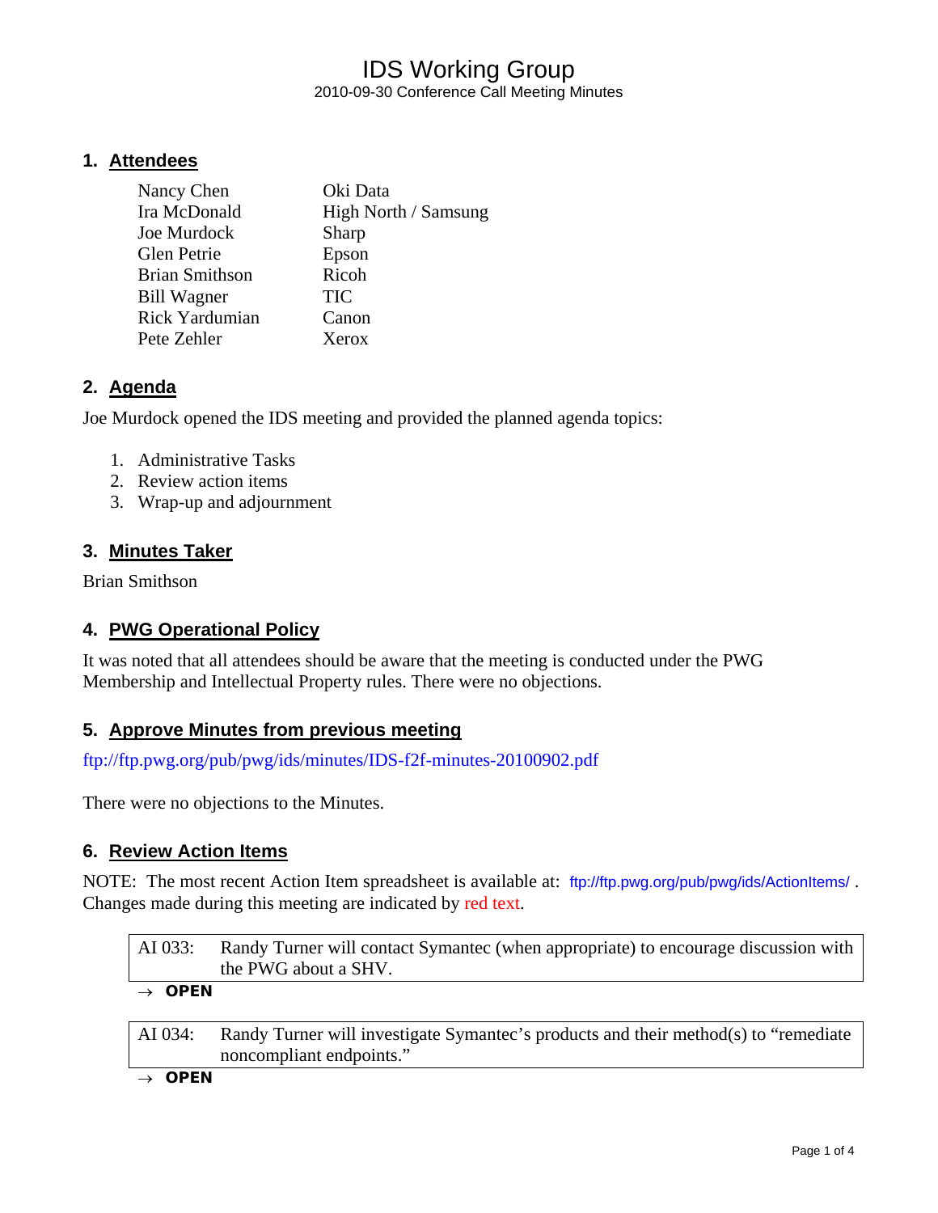# IDS Working Group

2010-09-30 Conference Call Meeting Minutes

## 1. Attendees

| | |
|---|---|
| Nancy Chen | Oki Data |
| Ira McDonald | High North / Samsung |
| Joe Murdock | Sharp |
| Glen Petrie | Epson |
| Brian Smithson | Ricoh |
| Bill Wagner | TIC |
| Rick Yardumian | Canon |
| Pete Zehler | Xerox |

## 2. Agenda

Joe Murdock opened the IDS meeting and provided the planned agenda topics:

1. Administrative Tasks
2. Review action items
3. Wrap-up and adjournment

## 3. Minutes Taker

Brian Smithson

## 4. PWG Operational Policy

It was noted that all attendees should be aware that the meeting is conducted under the PWG Membership and Intellectual Property rules. There were no objections.

## 5. Approve Minutes from previous meeting

ftp://ftp.pwg.org/pub/pwg/ids/minutes/IDS-f2f-minutes-20100902.pdf

There were no objections to the Minutes.

## 6. Review Action Items

NOTE: The most recent Action Item spreadsheet is available at: ftp://ftp.pwg.org/pub/pwg/ids/ActionItems/ . Changes made during this meeting are indicated by red text.

| | |
|---|---|
| AI 033: | Randy Turner will contact Symantec (when appropriate) to encourage discussion with the PWG about a SHV. |

→ **OPEN**

| | |
|---|---|
| AI 034: | Randy Turner will investigate Symantec's products and their method(s) to "remediate noncompliant endpoints." |

→ **OPEN**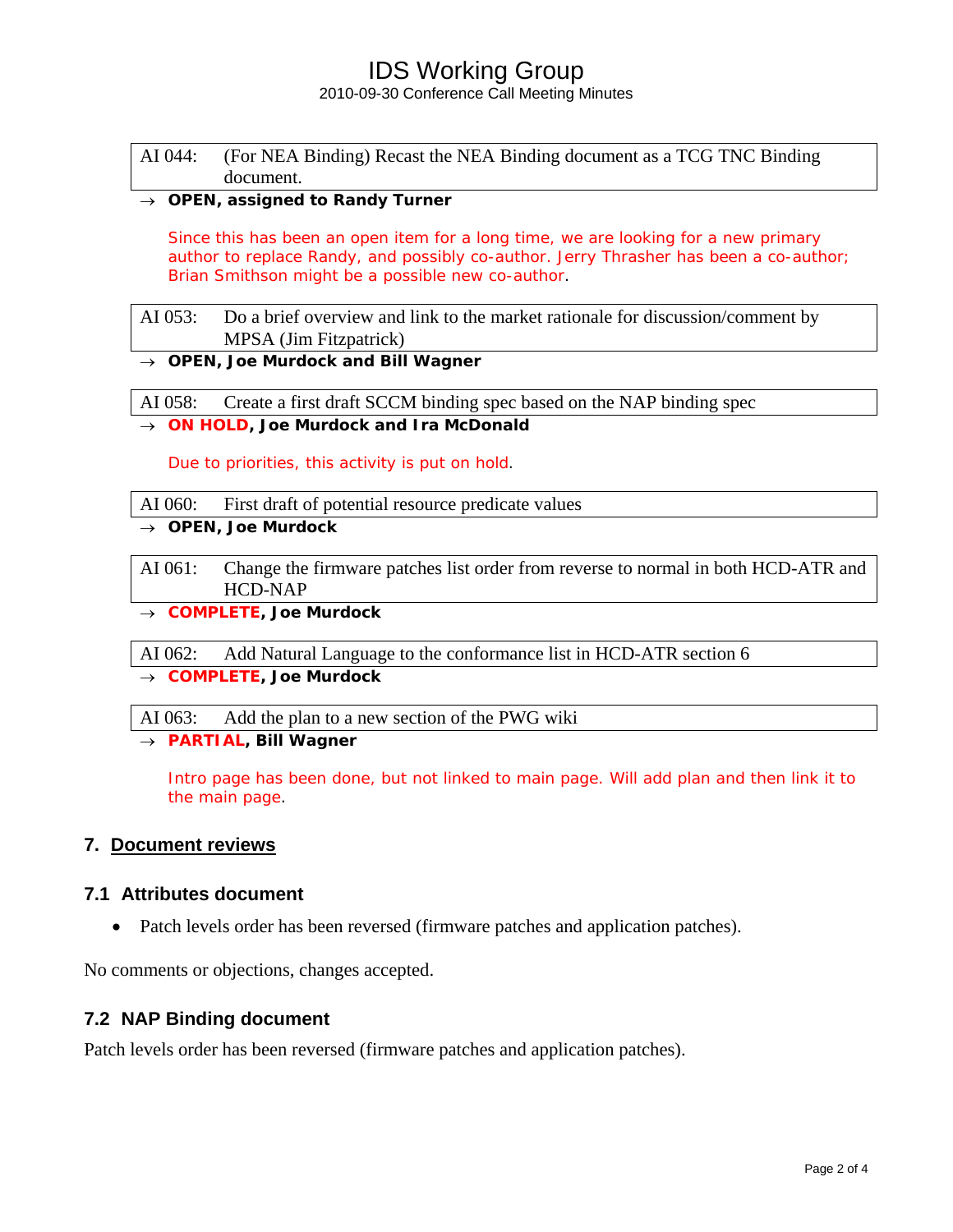| AI 044: | (For NEA Binding) Recast the NEA Binding document as a TCG TNC Binding document. |
|---|---|

→ **OPEN, assigned to Randy Turner**

Since this has been an open item for a long time, we are looking for a new primary author to replace Randy, and possibly co-author. Jerry Thrasher has been a co-author; Brian Smithson might be a possible new co-author.

| AI 053: | Do a brief overview and link to the market rationale for discussion/comment by MPSA (Jim Fitzpatrick) |
|---|---|

→ **OPEN, Joe Murdock and Bill Wagner**

| AI 058: | Create a first draft SCCM binding spec based on the NAP binding spec |
|---|---|

→ **ON HOLD, Joe Murdock and Ira McDonald**

Due to priorities, this activity is put on hold.

| AI 060: | First draft of potential resource predicate values |
|---|---|

→ **OPEN, Joe Murdock**

| AI 061: | Change the firmware patches list order from reverse to normal in both HCD-ATR and HCD-NAP |
|---|---|

→ **COMPLETE, Joe Murdock**

| AI 062: | Add Natural Language to the conformance list in HCD-ATR section 6 |
|---|---|

→ **COMPLETE, Joe Murdock**

| AI 063: | Add the plan to a new section of the PWG wiki |
|---|---|

→ **PARTIAL, Bill Wagner**

Intro page has been done, but not linked to main page. Will add plan and then link it to the main page.

## 7. Document reviews

### 7.1 Attributes document

- Patch levels order has been reversed (firmware patches and application patches).

No comments or objections, changes accepted.

### 7.2 NAP Binding document

Patch levels order has been reversed (firmware patches and application patches).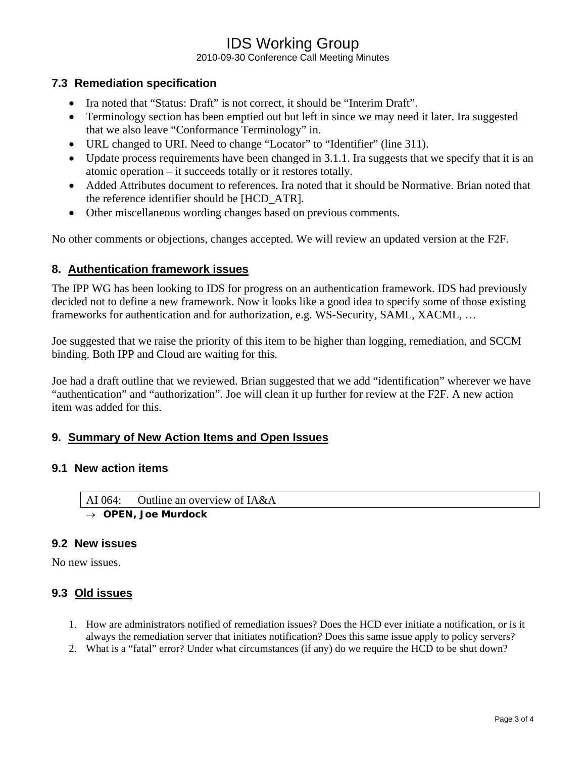### 7.3 Remediation specification

- Ira noted that "Status: Draft" is not correct, it should be "Interim Draft".
- Terminology section has been emptied out but left in since we may need it later. Ira suggested that we also leave "Conformance Terminology" in.
- URL changed to URI. Need to change "Locator" to "Identifier" (line 311).
- Update process requirements have been changed in 3.1.1. Ira suggests that we specify that it is an atomic operation – it succeeds totally or it restores totally.
- Added Attributes document to references. Ira noted that it should be Normative. Brian noted that the reference identifier should be [HCD_ATR].
- Other miscellaneous wording changes based on previous comments.

No other comments or objections, changes accepted. We will review an updated version at the F2F.

## 8. Authentication framework issues

The IPP WG has been looking to IDS for progress on an authentication framework. IDS had previously decided not to define a new framework. Now it looks like a good idea to specify some of those existing frameworks for authentication and for authorization, e.g. WS-Security, SAML, XACML, …

Joe suggested that we raise the priority of this item to be higher than logging, remediation, and SCCM binding. Both IPP and Cloud are waiting for this.

Joe had a draft outline that we reviewed. Brian suggested that we add "identification" wherever we have "authentication" and "authorization". Joe will clean it up further for review at the F2F. A new action item was added for this.

## 9. Summary of New Action Items and Open Issues

### 9.1 New action items

| AI 064: Outline an overview of IA&A |
|---|

→ **OPEN, Joe Murdock**

### 9.2 New issues

No new issues.

### 9.3 Old issues

1. How are administrators notified of remediation issues? Does the HCD ever initiate a notification, or is it always the remediation server that initiates notification? Does this same issue apply to policy servers?
2. What is a "fatal" error? Under what circumstances (if any) do we require the HCD to be shut down?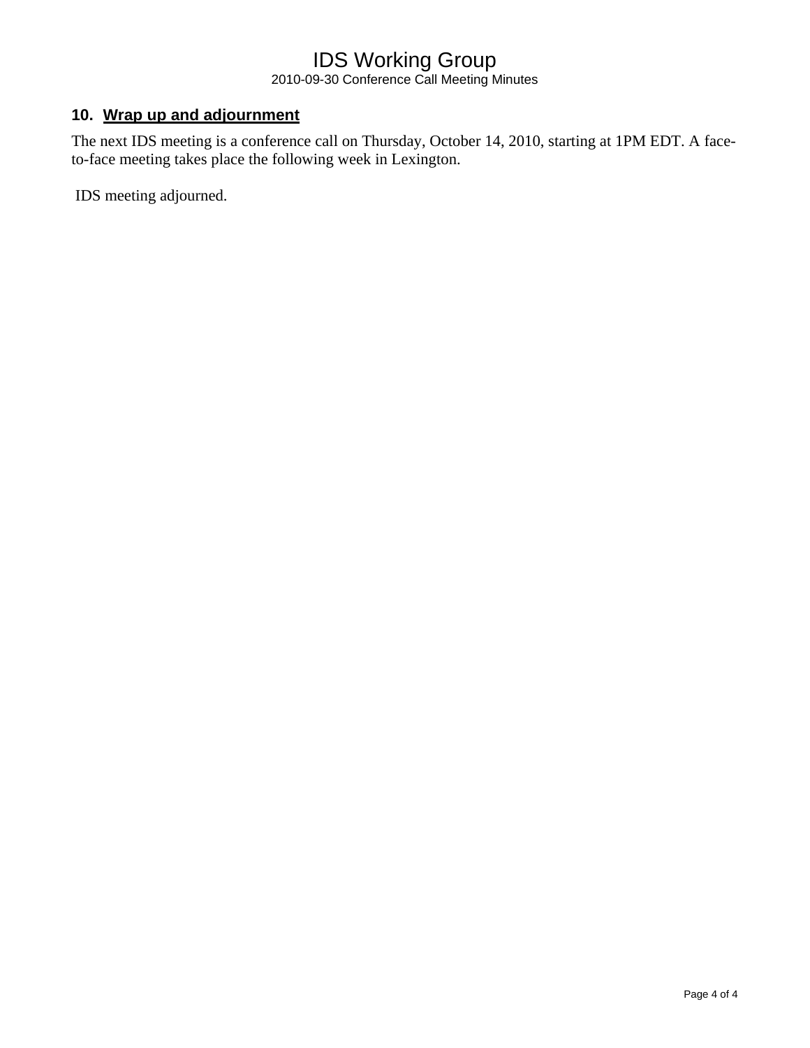## 10. Wrap up and adjournment

The next IDS meeting is a conference call on Thursday, October 14, 2010, starting at 1PM EDT. A face-to-face meeting takes place the following week in Lexington.

IDS meeting adjourned.